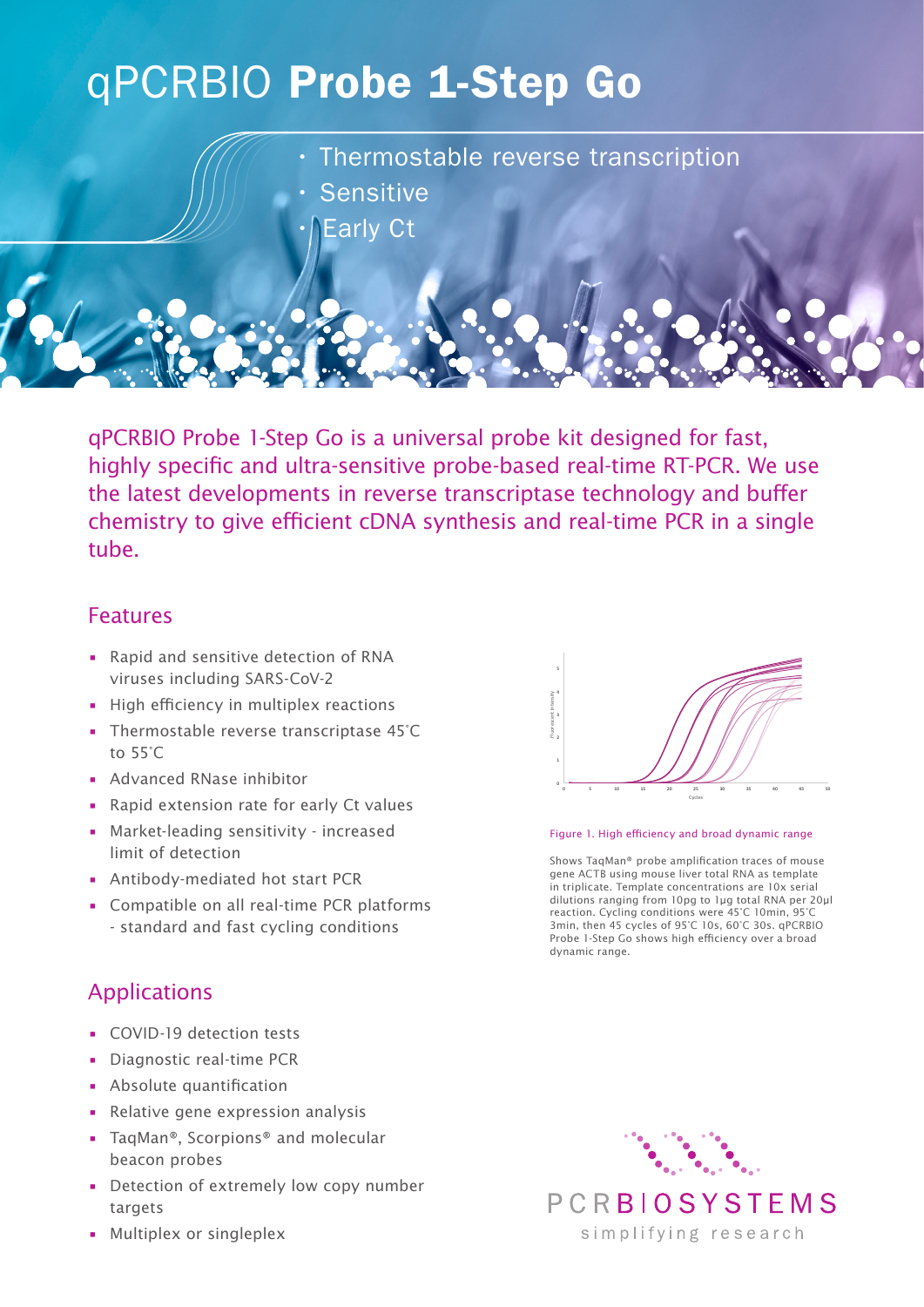# qPCRBIO **Probe 1-Step Go**

- Thermostable reverse transcription
- Sensitive
- Early Ct

qPCRBIO Probe 1-Step Go is a universal probe kit designed for fast, highly specific and ultra-sensitive probe-based real-time RT-PCR. We use the latest developments in reverse transcriptase technology and buffer chemistry to give efficient cDNA synthesis and real-time PCR in a single tube.

## Features

- Rapid and sensitive detection of RNA viruses including SARS-CoV-2
- High efficiency in multiplex reactions
- Thermostable reverse transcriptase 45˚C to 55˚C
- Advanced RNase inhibitor
- Rapid extension rate for early Ct values
- Market-leading sensitivity - increased limit of detection
- Antibody-mediated hot start PCR
- Compatible on all real-time PCR platforms - standard and fast cycling conditions

Figure 1. High efficiency and broad dynamic range

Shows TaqMan® probe amplification traces of mouse gene ACTB using mouse liver total RNA as template in triplicate. Template concentrations are 10x serial dilutions ranging from 10pg to 1µg total RNA per 20µl reaction. Cycling conditions were 45˚C 10min, 95˚C 3min, then 45 cycles of 95˚C 10s, 60˚C 30s. qPCRBIO Probe 1-Step Go shows high efficiency over a broad dynamic range.

## Applications

- COVID-19 detection tests
- Diagnostic real-time PCR
- Absolute quantification
- Relative gene expression analysis
- TaqMan®, Scorpions® and molecular beacon probes
- Detection of extremely low copy number targets
- Multiplex or singleplex

PCRBIOSYSTEMS
simplifying research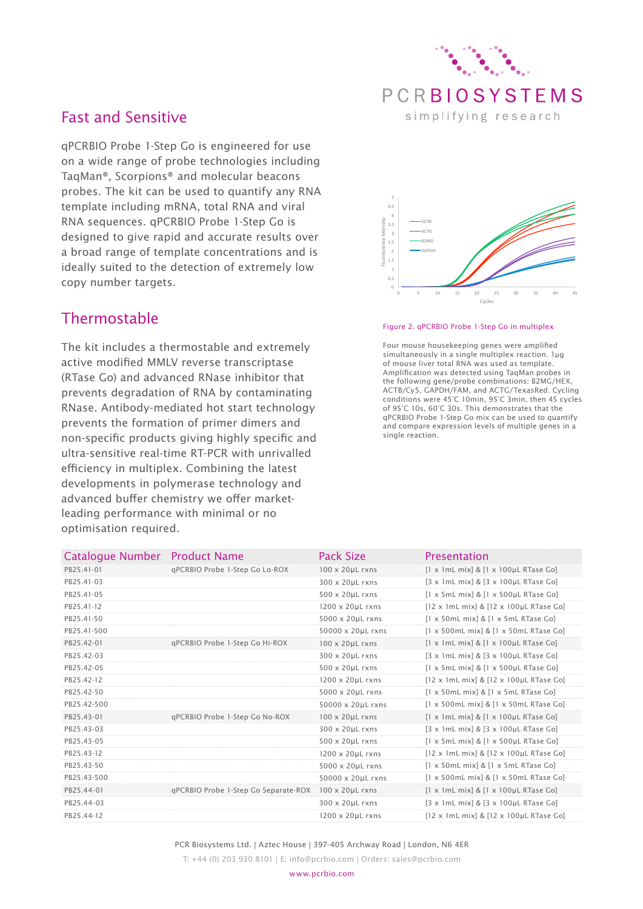PCRBIOSYSTEMS

simplifying research

## Fast and Sensitive

qPCRBIO Probe 1-Step Go is engineered for use on a wide range of probe technologies including TaqMan®, Scorpions® and molecular beacons probes. The kit can be used to quantify any RNA template including mRNA, total RNA and viral RNA sequences. qPCRBIO Probe 1-Step Go is designed to give rapid and accurate results over a broad range of template concentrations and is ideally suited to the detection of extremely low copy number targets.

## Thermostable

The kit includes a thermostable and extremely active modified MMLV reverse transcriptase (RTase Go) and advanced RNase inhibitor that prevents degradation of RNA by contaminating RNase. Antibody-mediated hot start technology prevents the formation of primer dimers and non-specific products giving highly specific and ultra-sensitive real-time RT-PCR with unrivalled efficiency in multiplex. Combining the latest developments in polymerase technology and advanced buffer chemistry we offer market-leading performance with minimal or no optimisation required.

Fluorescence Intensity

5
4.5
4
3.5
3
2.5
2
1.5
1
0.5
0

0 5 10 15 20 25 30 35 40 45

Cycles

ACTB
ACTG
B2MG
GAPDH

Figure 2. qPCRBIO Probe 1-Step Go in multiplex

Four mouse housekeeping genes were amplified simultaneously in a single multiplex reaction. 1μg of mouse liver total RNA was used as template. Amplification was detected using TaqMan probes in the following gene/probe combinations: B2MG/HEX, ACTB/Cy5, GAPDH/FAM, and ACTG/TexasRed. Cycling conditions were 45°C 10min, 95°C 3min, then 45 cycles of 95°C 10s, 60°C 30s. This demonstrates that the qPCRBIO Probe 1-Step Go mix can be used to quantify and compare expression levels of multiple genes in a single reaction.

| Catalogue Number | Product Name | Pack Size | Presentation |
|---|---|---|---|
| PB25.41-01 | qPCRBIO Probe 1-Step Go Lo-ROX | 100 x 20μL rxns | [1 x 1mL mix] & [1 x 100μL RTase Go] |
| PB25.41-03 | | 300 x 20μL rxns | [3 x 1mL mix] & [3 x 100μL RTase Go] |
| PB25.41-05 | | 500 x 20μL rxns | [1 x 5mL mix] & [1 x 500μL RTase Go] |
| PB25.41-12 | | 1200 x 20μL rxns | [12 x 1mL mix] & [12 x 100μL RTase Go] |
| PB25.41-50 | | 5000 x 20μL rxns | [1 x 50mL mix] & [1 x 5mL RTase Go] |
| PB25.41-500 | | 50000 x 20μL rxns | [1 x 500mL mix] & [1 x 50mL RTase Go] |
| PB25.42-01 | qPCRBIO Probe 1-Step Go Hi-ROX | 100 x 20μL rxns | [1 x 1mL mix] & [1 x 100μL RTase Go] |
| PB25.42-03 | | 300 x 20μL rxns | [3 x 1mL mix] & [3 x 100μL RTase Go] |
| PB25.42-05 | | 500 x 20μL rxns | [1 x 5mL mix] & [1 x 500μL RTase Go] |
| PB25.42-12 | | 1200 x 20μL rxns | [12 x 1mL mix] & [12 x 100μL RTase Go] |
| PB25.42-50 | | 5000 x 20μL rxns | [1 x 50mL mix] & [1 x 5mL RTase Go] |
| PB25.42-500 | | 50000 x 20μL rxns | [1 x 500mL mix] & [1 x 50mL RTase Go] |
| PB25.43-01 | qPCRBIO Probe 1-Step Go No-ROX | 100 x 20μL rxns | [1 x 1mL mix] & [1 x 100μL RTase Go] |
| PB25.43-03 | | 300 x 20μL rxns | [3 x 1mL mix] & [3 x 100μL RTase Go] |
| PB25.43-05 | | 500 x 20μL rxns | [1 x 5mL mix] & [1 x 500μL RTase Go] |
| PB25.43-12 | | 1200 x 20μL rxns | [12 x 1mL mix] & [12 x 100μL RTase Go] |
| PB25.43-50 | | 5000 x 20μL rxns | [1 x 50mL mix] & [1 x 5mL RTase Go] |
| PB25.43-500 | | 50000 x 20μL rxns | [1 x 500mL mix] & [1 x 50mL RTase Go] |
| PB25.44-01 | qPCRBIO Probe 1-Step Go Separate-ROX | 100 x 20μL rxns | [1 x 1mL mix] & [1 x 100μL RTase Go] |
| PB25.44-03 | | 300 x 20μL rxns | [3 x 1mL mix] & [3 x 100μL RTase Go] |
| PB25.44-12 | | 1200 x 20μL rxns | [12 x 1mL mix] & [12 x 100μL RTase Go] |

PCR Biosystems Ltd. | Aztec House | 397-405 Archway Road | London, N6 4ER

T: +44 (0) 203 930 8101 | E: info@pcrbio.com | Orders: sales@pcrbio.com

www.pcrbio.com